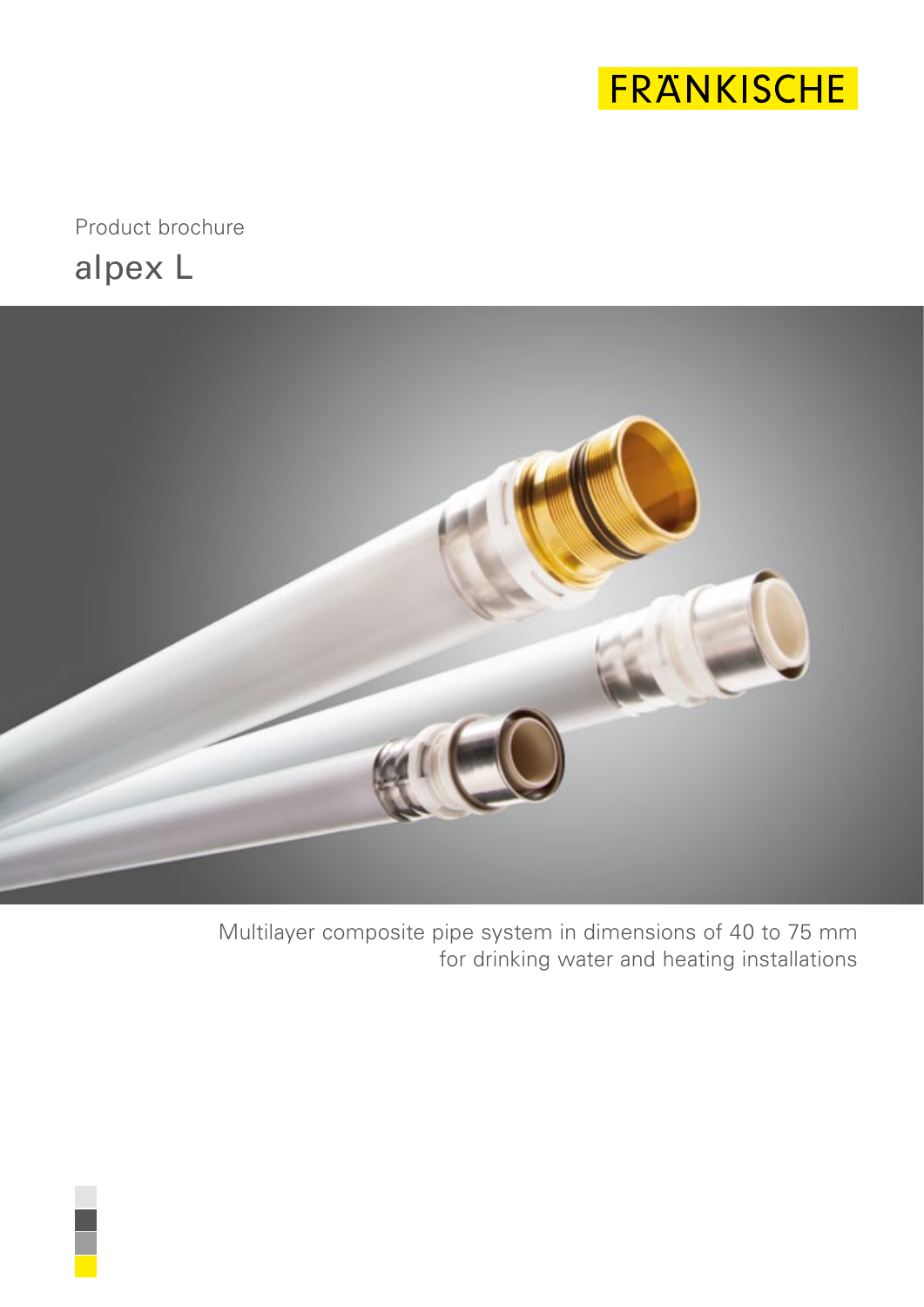FRÄNKISCHE

Product brochure

# alpex L

Multilayer composite pipe system in dimensions of 40 to 75 mm for drinking water and heating installations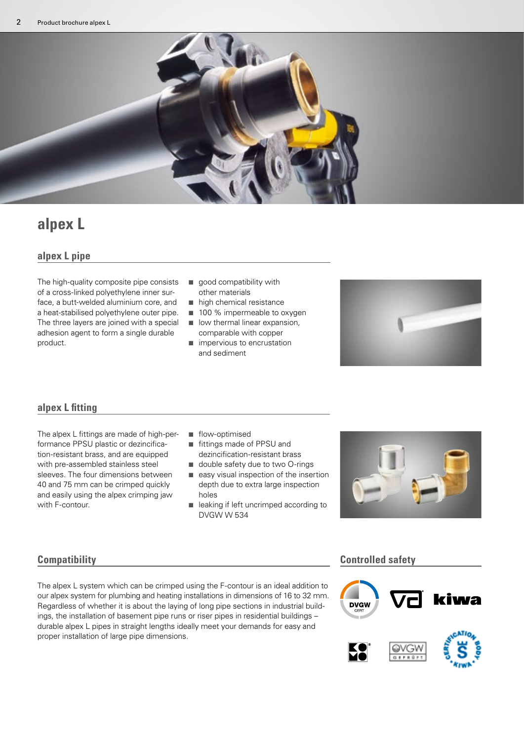# alpex L

## alpex L pipe

The high-quality composite pipe consists of a cross-linked polyethylene inner surface, a butt-welded aluminium core, and a heat-stabilised polyethylene outer pipe. The three layers are joined with a special adhesion agent to form a single durable product.

- good compatibility with other materials
- high chemical resistance
- 100 % impermeable to oxygen
- low thermal linear expansion, comparable with copper
- impervious to encrustation and sediment

## alpex L fitting

The alpex L fittings are made of high-performance PPSU plastic or dezincification-resistant brass, and are equipped with pre-assembled stainless steel sleeves. The four dimensions between 40 and 75 mm can be crimped quickly and easily using the alpex crimping jaw with F-contour.

- flow-optimised
- fittings made of PPSU and dezincification-resistant brass
- double safety due to two O-rings
- easy visual inspection of the insertion depth due to extra large inspection holes
- leaking if left uncrimped according to DVGW W 534

## Compatibility

The alpex L system which can be crimped using the F-contour is an ideal addition to our alpex system for plumbing and heating installations in dimensions of 16 to 32 mm. Regardless of whether it is about the laying of long pipe sections in industrial buildings, the installation of basement pipe runs or riser pipes in residential buildings – durable alpex L pipes in straight lengths ideally meet your demands for easy and proper installation of large pipe dimensions.

## Controlled safety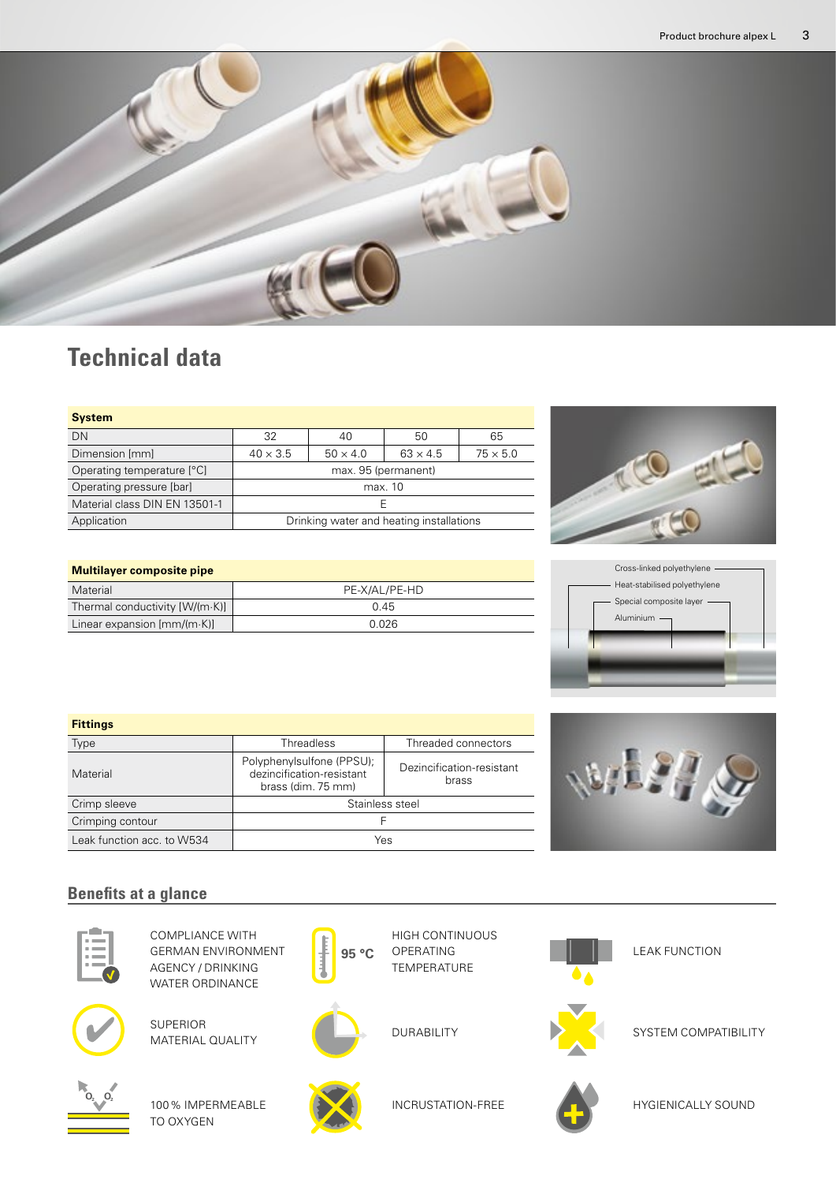# Technical data

| System | | | | |
|---|---|---|---|---|
| DN | 32 | 40 | 50 | 65 |
| Dimension [mm] | 40 × 3.5 | 50 × 4.0 | 63 × 4.5 | 75 × 5.0 |
| Operating temperature [°C] | max. 95 (permanent) | | | |
| Operating pressure [bar] | max. 10 | | | |
| Material class DIN EN 13501-1 | E | | | |
| Application | Drinking water and heating installations | | | |

| Multilayer composite pipe | |
|---|---|
| Material | PE-X/AL/PE-HD |
| Thermal conductivity [W/(m·K)] | 0.45 |
| Linear expansion [mm/(m·K)] | 0.026 |

Cross-linked polyethylene
Heat-stabilised polyethylene
Special composite layer
Aluminium

| Fittings | | |
|---|---|---|
| Type | Threadless | Threaded connectors |
| Material | Polyphenylsulfone (PPSU); dezincification-resistant brass (dim. 75 mm) | Dezincification-resistant brass |
| Crimp sleeve | Stainless steel | |
| Crimping contour | F | |
| Leak function acc. to W534 | Yes | |

## Benefits at a glance

- COMPLIANCE WITH GERMAN ENVIRONMENT AGENCY / DRINKING WATER ORDINANCE
- 95 °C HIGH CONTINUOUS OPERATING TEMPERATURE
- LEAK FUNCTION
- SUPERIOR MATERIAL QUALITY
- DURABILITY
- SYSTEM COMPATIBILITY
- 100 % IMPERMEABLE TO OXYGEN
- INCRUSTATION-FREE
- HYGIENICALLY SOUND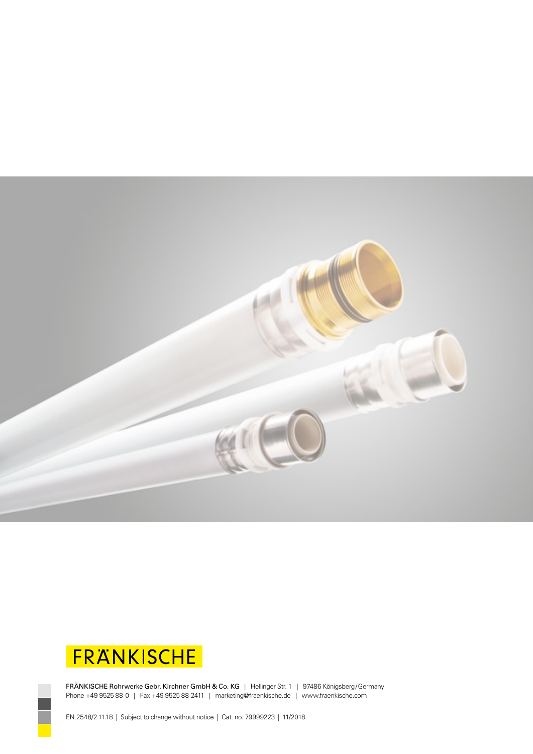FRÄNKISCHE

FRÄNKISCHE Rohrwerke Gebr. Kirchner GmbH & Co. KG | Hellinger Str. 1 | 97486 Königsberg/Germany
Phone +49 9525 88-0 | Fax +49 9525 88-2411 | marketing@fraenkische.de | www.fraenkische.com

EN.2548/2.11.18 | Subject to change without notice | Cat. no. 79999223 | 11/2018